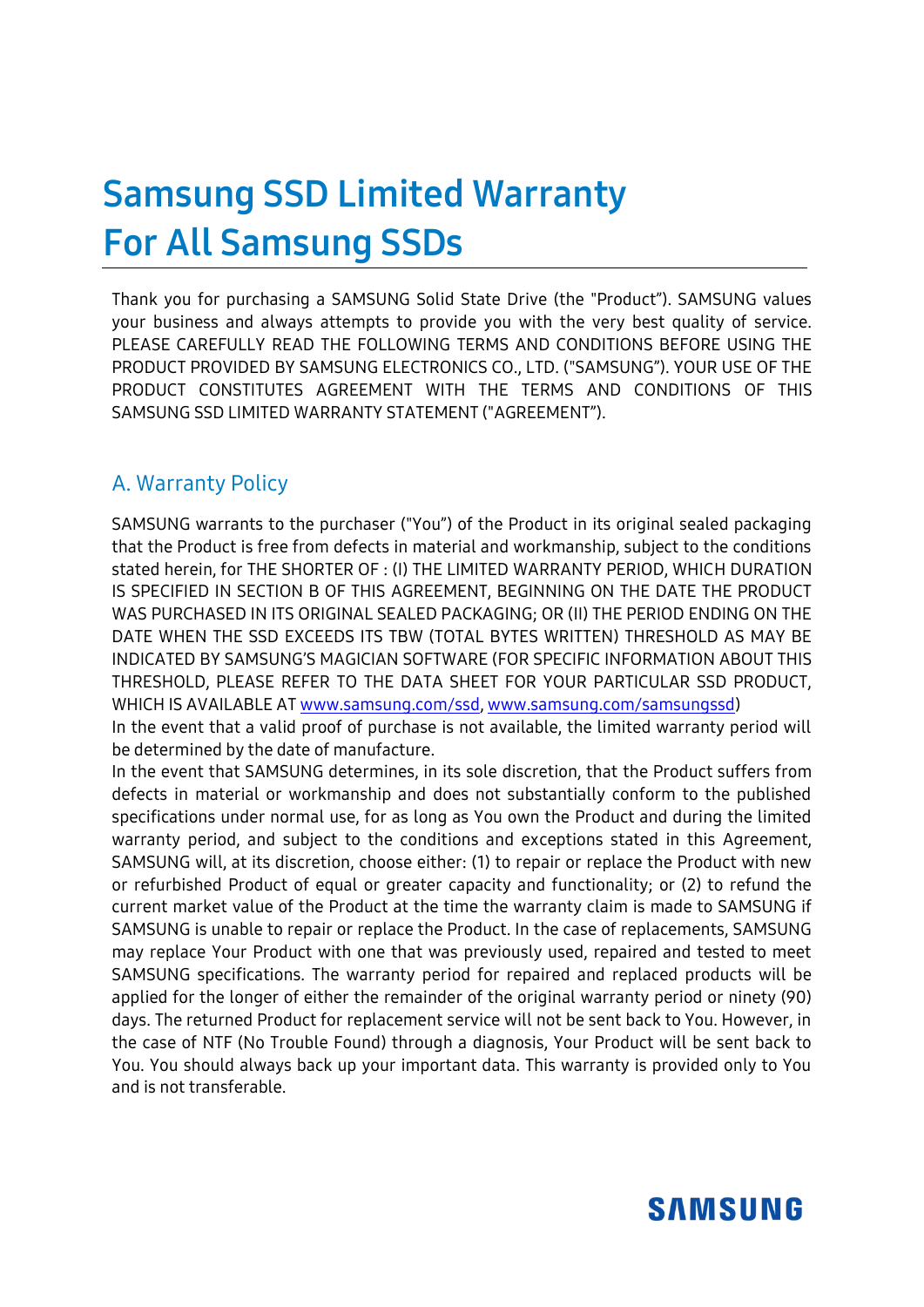# Samsung SSD Limited Warranty For All Samsung SSDs

Thank you for purchasing a SAMSUNG Solid State Drive (the "Product"). SAMSUNG values your business and always attempts to provide you with the very best quality of service. PLEASE CAREFULLY READ THE FOLLOWING TERMS AND CONDITIONS BEFORE USING THE PRODUCT PROVIDED BY SAMSUNG ELECTRONICS CO., LTD. ("SAMSUNG"). YOUR USE OF THE PRODUCT CONSTITUTES AGREEMENT WITH THE TERMS AND CONDITIONS OF THIS SAMSUNG SSD LIMITED WARRANTY STATEMENT ("AGREEMENT").

## A. Warranty Policy

SAMSUNG warrants to the purchaser ("You") of the Product in its original sealed packaging that the Product is free from defects in material and workmanship, subject to the conditions stated herein, for THE SHORTER OF : (I) THE LIMITED WARRANTY PERIOD, WHICH DURATION IS SPECIFIED IN SECTION B OF THIS AGREEMENT, BEGINNING ON THE DATE THE PRODUCT WAS PURCHASED IN ITS ORIGINAL SEALED PACKAGING; OR (II) THE PERIOD ENDING ON THE DATE WHEN THE SSD EXCEEDS ITS TBW (TOTAL BYTES WRITTEN) THRESHOLD AS MAY BE INDICATED BY SAMSUNG'S MAGICIAN SOFTWARE (FOR SPECIFIC INFORMATION ABOUT THIS THRESHOLD, PLEASE REFER TO THE DATA SHEET FOR YOUR PARTICULAR SSD PRODUCT, WHICH IS AVAILABLE AT [www.samsung.com/ssd](http://www.samsung.com/ssd), [www.samsung.com/samsungssd](http://www.samsung.com/samsungssd))

In the event that a valid proof of purchase is not available, the limited warranty period will be determined by the date of manufacture.

In the event that SAMSUNG determines, in its sole discretion, that the Product suffers from defects in material or workmanship and does not substantially conform to the published specifications under normal use, for as long as You own the Product and during the limited warranty period, and subject to the conditions and exceptions stated in this Agreement, SAMSUNG will, at its discretion, choose either: (1) to repair or replace the Product with new or refurbished Product of equal or greater capacity and functionality; or (2) to refund the current market value of the Product at the time the warranty claim is made to SAMSUNG if SAMSUNG is unable to repair or replace the Product. In the case of replacements, SAMSUNG may replace Your Product with one that was previously used, repaired and tested to meet SAMSUNG specifications. The warranty period for repaired and replaced products will be applied for the longer of either the remainder of the original warranty period or ninety (90) days. The returned Product for replacement service will not be sent back to You. However, in the case of NTF (No Trouble Found) through a diagnosis, Your Product will be sent back to You. You should always back up your important data. This warranty is provided only to You and is not transferable.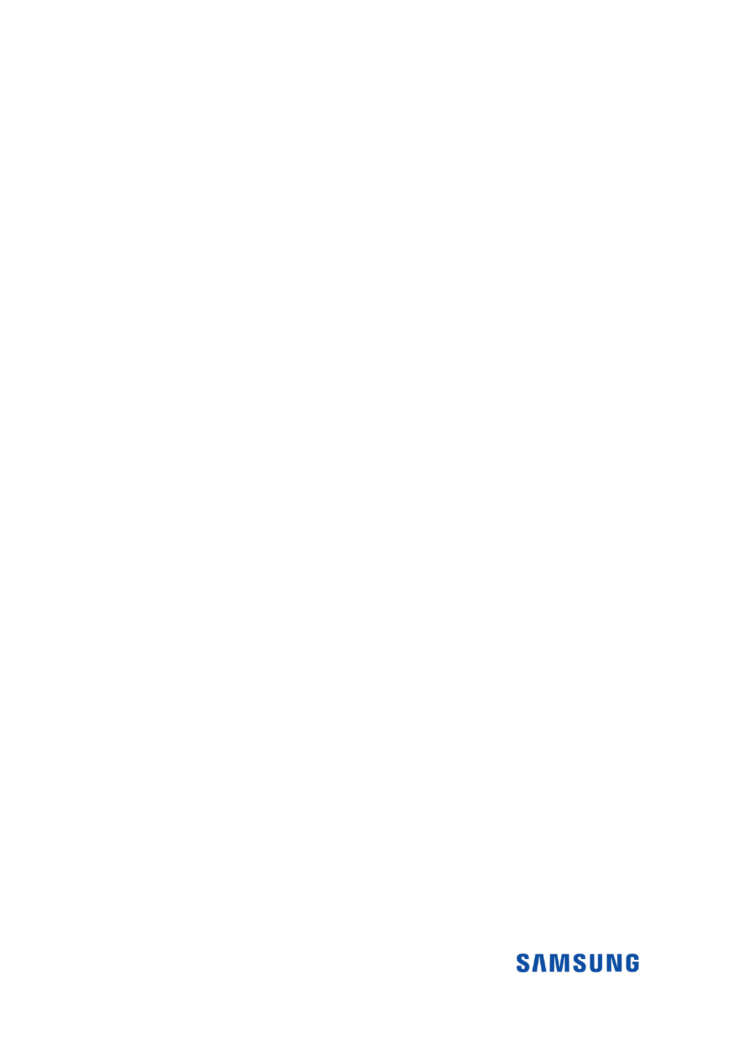SAMSUNG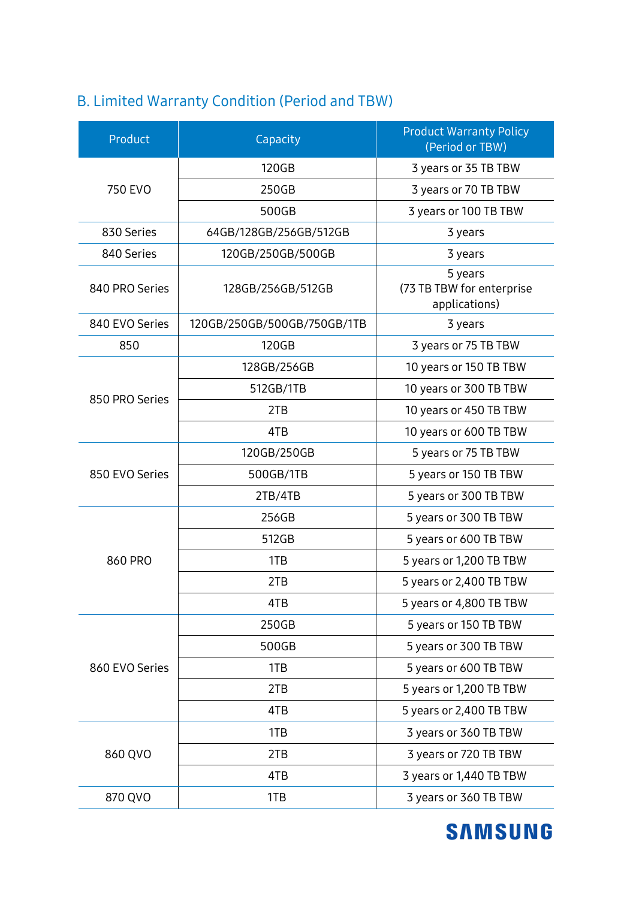## B. Limited Warranty Condition (Period and TBW)

| Product | Capacity | Product Warranty Policy (Period or TBW) |
|---|---|---|
| 750 EVO | 120GB | 3 years or 35 TB TBW |
| | 250GB | 3 years or 70 TB TBW |
| | 500GB | 3 years or 100 TB TBW |
| 830 Series | 64GB/128GB/256GB/512GB | 3 years |
| 840 Series | 120GB/250GB/500GB | 3 years |
| 840 PRO Series | 128GB/256GB/512GB | 5 years (73 TB TBW for enterprise applications) |
| 840 EVO Series | 120GB/250GB/500GB/750GB/1TB | 3 years |
| 850 | 120GB | 3 years or 75 TB TBW |
| 850 PRO Series | 128GB/256GB | 10 years or 150 TB TBW |
| | 512GB/1TB | 10 years or 300 TB TBW |
| | 2TB | 10 years or 450 TB TBW |
| | 4TB | 10 years or 600 TB TBW |
| 850 EVO Series | 120GB/250GB | 5 years or 75 TB TBW |
| | 500GB/1TB | 5 years or 150 TB TBW |
| | 2TB/4TB | 5 years or 300 TB TBW |
| 860 PRO | 256GB | 5 years or 300 TB TBW |
| | 512GB | 5 years or 600 TB TBW |
| | 1TB | 5 years or 1,200 TB TBW |
| | 2TB | 5 years or 2,400 TB TBW |
| | 4TB | 5 years or 4,800 TB TBW |
| 860 EVO Series | 250GB | 5 years or 150 TB TBW |
| | 500GB | 5 years or 300 TB TBW |
| | 1TB | 5 years or 600 TB TBW |
| | 2TB | 5 years or 1,200 TB TBW |
| | 4TB | 5 years or 2,400 TB TBW |
| 860 QVO | 1TB | 3 years or 360 TB TBW |
| | 2TB | 3 years or 720 TB TBW |
| | 4TB | 3 years or 1,440 TB TBW |
| 870 QVO | 1TB | 3 years or 360 TB TBW |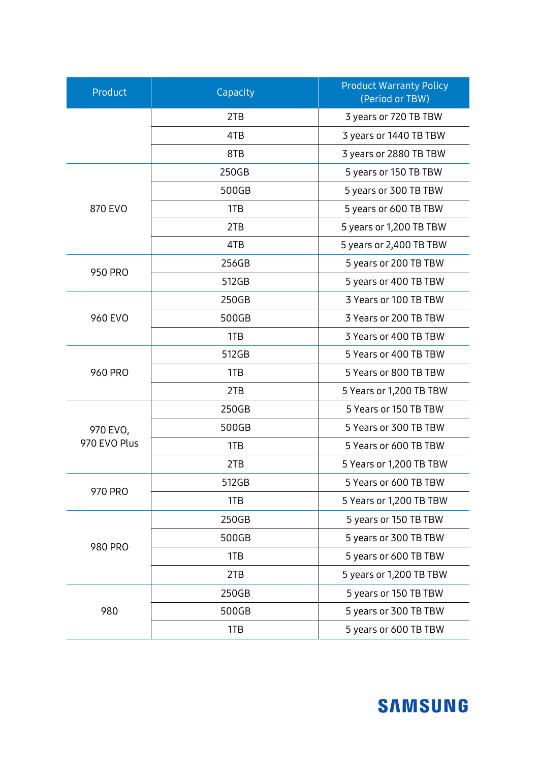| Product | Capacity | Product Warranty Policy (Period or TBW) |
| --- | --- | --- |
| | 2TB | 3 years or 720 TB TBW |
| | 4TB | 3 years or 1440 TB TBW |
| | 8TB | 3 years or 2880 TB TBW |
| 870 EVO | 250GB | 5 years or 150 TB TBW |
| | 500GB | 5 years or 300 TB TBW |
| | 1TB | 5 years or 600 TB TBW |
| | 2TB | 5 years or 1,200 TB TBW |
| | 4TB | 5 years or 2,400 TB TBW |
| 950 PRO | 256GB | 5 years or 200 TB TBW |
| | 512GB | 5 years or 400 TB TBW |
| 960 EVO | 250GB | 3 Years or 100 TB TBW |
| | 500GB | 3 Years or 200 TB TBW |
| | 1TB | 3 Years or 400 TB TBW |
| 960 PRO | 512GB | 5 Years or 400 TB TBW |
| | 1TB | 5 Years or 800 TB TBW |
| | 2TB | 5 Years or 1,200 TB TBW |
| 970 EVO, 970 EVO Plus | 250GB | 5 Years or 150 TB TBW |
| | 500GB | 5 Years or 300 TB TBW |
| | 1TB | 5 Years or 600 TB TBW |
| | 2TB | 5 Years or 1,200 TB TBW |
| 970 PRO | 512GB | 5 Years or 600 TB TBW |
| | 1TB | 5 Years or 1,200 TB TBW |
| 980 PRO | 250GB | 5 years or 150 TB TBW |
| | 500GB | 5 years or 300 TB TBW |
| | 1TB | 5 years or 600 TB TBW |
| | 2TB | 5 years or 1,200 TB TBW |
| 980 | 250GB | 5 years or 150 TB TBW |
| | 500GB | 5 years or 300 TB TBW |
| | 1TB | 5 years or 600 TB TBW |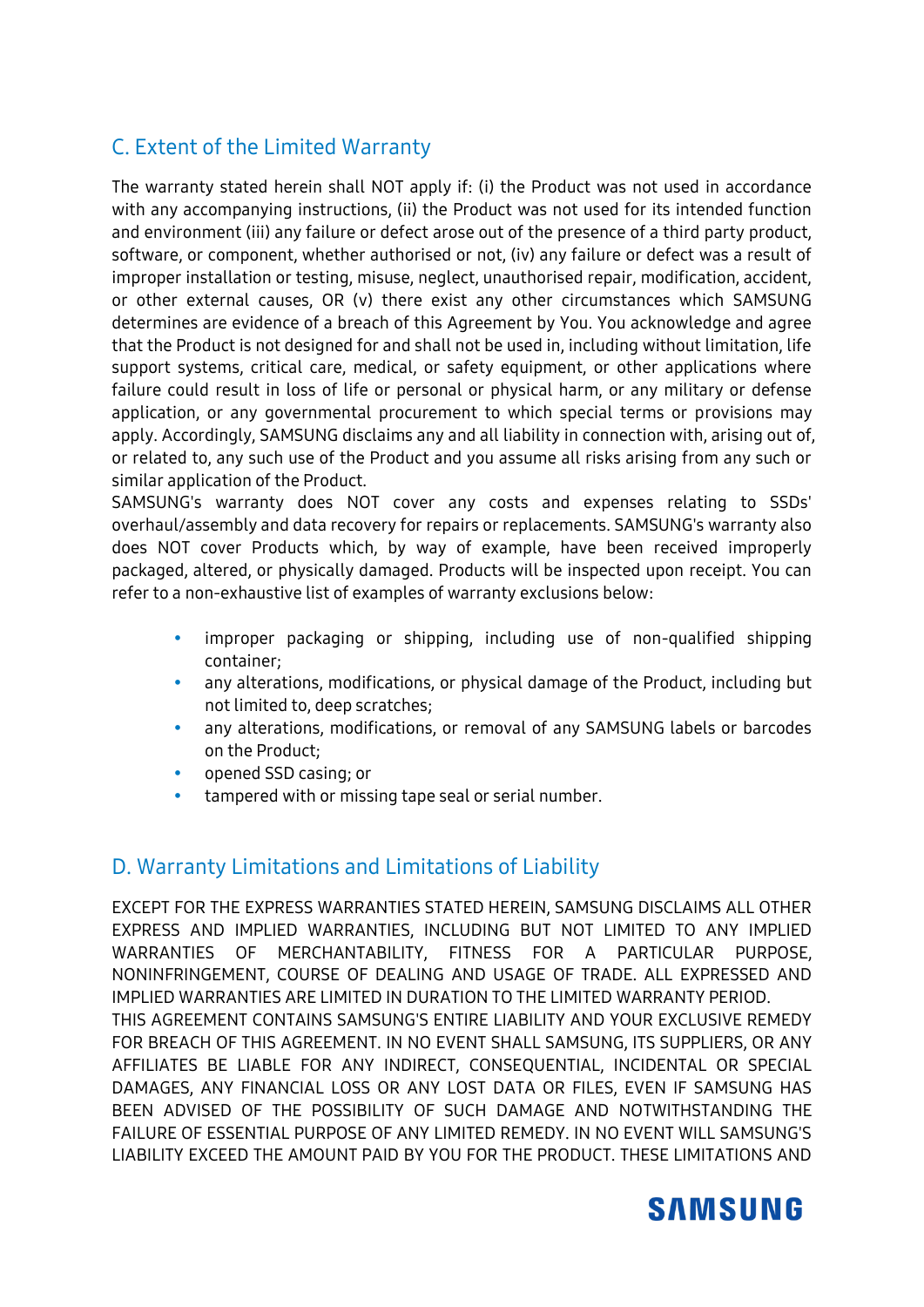## C. Extent of the Limited Warranty

The warranty stated herein shall NOT apply if: (i) the Product was not used in accordance with any accompanying instructions, (ii) the Product was not used for its intended function and environment (iii) any failure or defect arose out of the presence of a third party product, software, or component, whether authorised or not, (iv) any failure or defect was a result of improper installation or testing, misuse, neglect, unauthorised repair, modification, accident, or other external causes, OR (v) there exist any other circumstances which SAMSUNG determines are evidence of a breach of this Agreement by You. You acknowledge and agree that the Product is not designed for and shall not be used in, including without limitation, life support systems, critical care, medical, or safety equipment, or other applications where failure could result in loss of life or personal or physical harm, or any military or defense application, or any governmental procurement to which special terms or provisions may apply. Accordingly, SAMSUNG disclaims any and all liability in connection with, arising out of, or related to, any such use of the Product and you assume all risks arising from any such or similar application of the Product.

SAMSUNG's warranty does NOT cover any costs and expenses relating to SSDs' overhaul/assembly and data recovery for repairs or replacements. SAMSUNG's warranty also does NOT cover Products which, by way of example, have been received improperly packaged, altered, or physically damaged. Products will be inspected upon receipt. You can refer to a non-exhaustive list of examples of warranty exclusions below:

- improper packaging or shipping, including use of non-qualified shipping container;
- any alterations, modifications, or physical damage of the Product, including but not limited to, deep scratches;
- any alterations, modifications, or removal of any SAMSUNG labels or barcodes on the Product;
- opened SSD casing; or
- tampered with or missing tape seal or serial number.

## D. Warranty Limitations and Limitations of Liability

EXCEPT FOR THE EXPRESS WARRANTIES STATED HEREIN, SAMSUNG DISCLAIMS ALL OTHER EXPRESS AND IMPLIED WARRANTIES, INCLUDING BUT NOT LIMITED TO ANY IMPLIED WARRANTIES OF MERCHANTABILITY, FITNESS FOR A PARTICULAR PURPOSE, NONINFRINGEMENT, COURSE OF DEALING AND USAGE OF TRADE. ALL EXPRESSED AND IMPLIED WARRANTIES ARE LIMITED IN DURATION TO THE LIMITED WARRANTY PERIOD.

THIS AGREEMENT CONTAINS SAMSUNG'S ENTIRE LIABILITY AND YOUR EXCLUSIVE REMEDY FOR BREACH OF THIS AGREEMENT. IN NO EVENT SHALL SAMSUNG, ITS SUPPLIERS, OR ANY AFFILIATES BE LIABLE FOR ANY INDIRECT, CONSEQUENTIAL, INCIDENTAL OR SPECIAL DAMAGES, ANY FINANCIAL LOSS OR ANY LOST DATA OR FILES, EVEN IF SAMSUNG HAS BEEN ADVISED OF THE POSSIBILITY OF SUCH DAMAGE AND NOTWITHSTANDING THE FAILURE OF ESSENTIAL PURPOSE OF ANY LIMITED REMEDY. IN NO EVENT WILL SAMSUNG'S LIABILITY EXCEED THE AMOUNT PAID BY YOU FOR THE PRODUCT. THESE LIMITATIONS AND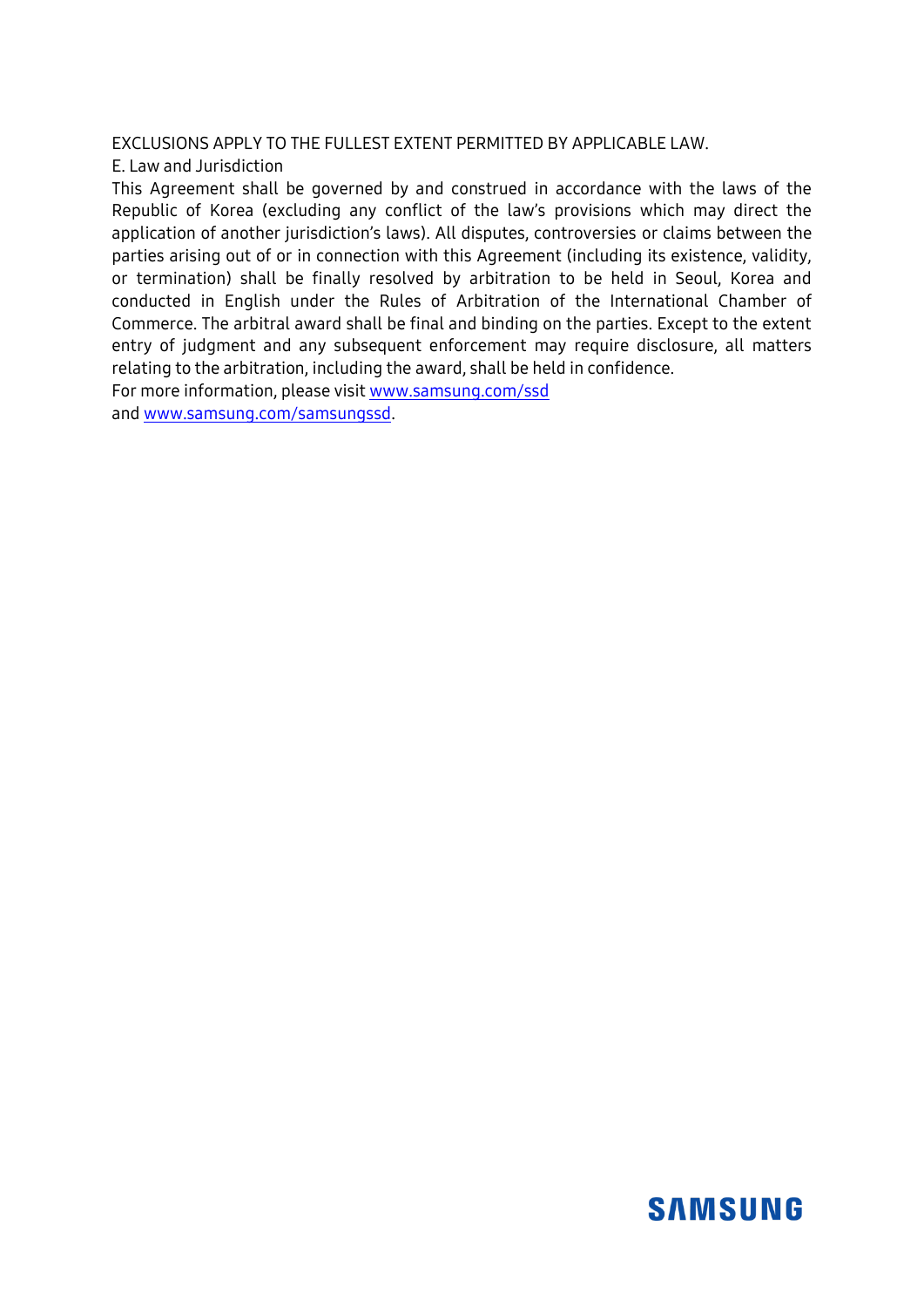EXCLUSIONS APPLY TO THE FULLEST EXTENT PERMITTED BY APPLICABLE LAW.

E. Law and Jurisdiction

This Agreement shall be governed by and construed in accordance with the laws of the Republic of Korea (excluding any conflict of the law's provisions which may direct the application of another jurisdiction's laws). All disputes, controversies or claims between the parties arising out of or in connection with this Agreement (including its existence, validity, or termination) shall be finally resolved by arbitration to be held in Seoul, Korea and conducted in English under the Rules of Arbitration of the International Chamber of Commerce. The arbitral award shall be final and binding on the parties. Except to the extent entry of judgment and any subsequent enforcement may require disclosure, all matters relating to the arbitration, including the award, shall be held in confidence.

For more information, please visit [www.samsung.com/ssd](http://www.samsung.com/ssd)
and [www.samsung.com/samsungssd](http://www.samsung.com/samsungssd).

SAMSUNG